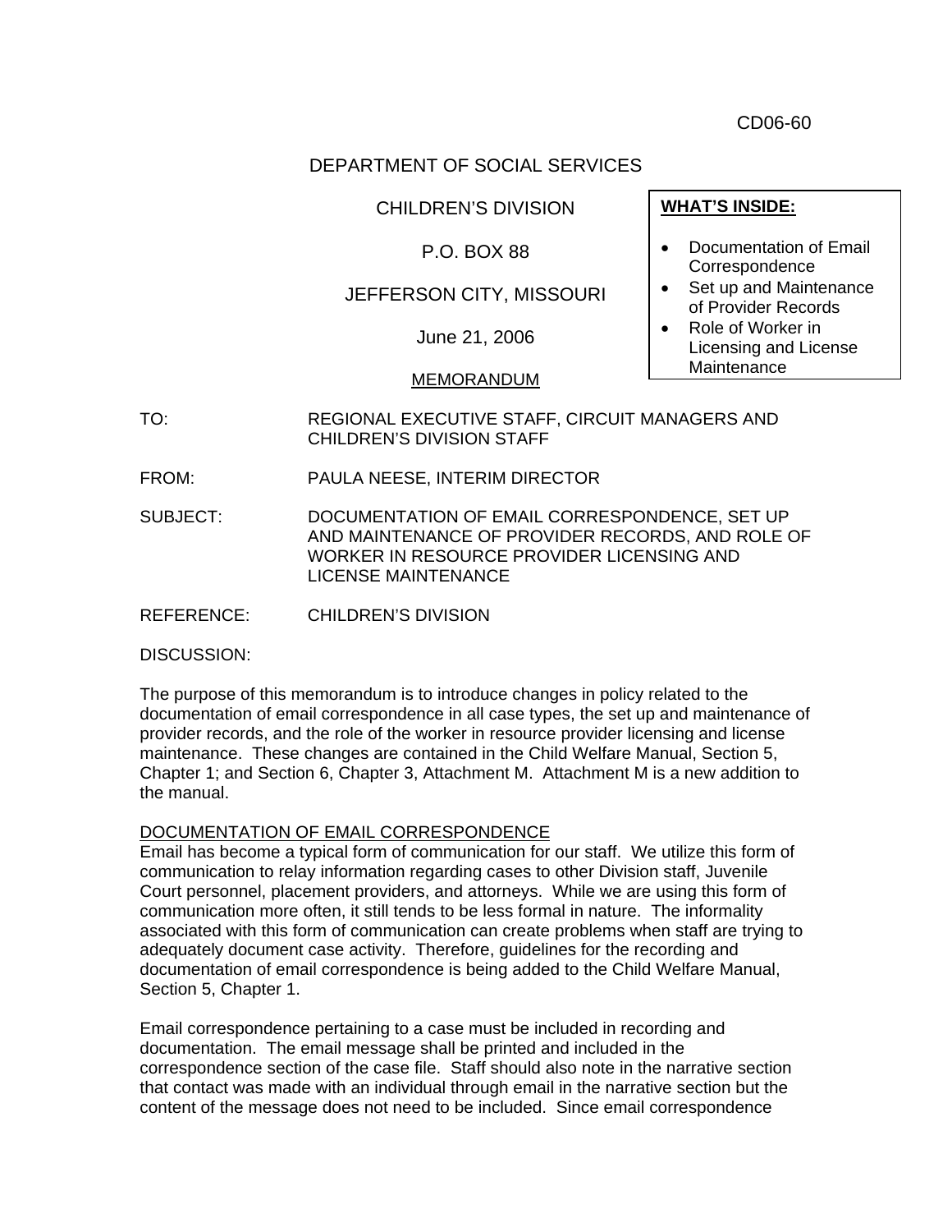CD06-60

DEPARTMENT OF SOCIAL SERVICES

CHILDREN'S DIVISION

P.O. BOX 88

JEFFERSON CITY, MISSOURI

June 21, 2006

MEMORANDUM

**WHAT'S INSIDE:**

- Documentation of Email Correspondence
- Set up and Maintenance of Provider Records
- Role of Worker in Licensing and License Maintenance

TO: REGIONAL EXECUTIVE STAFF, CIRCUIT MANAGERS AND CHILDREN'S DIVISION STAFF

FROM: PAULA NEESE, INTERIM DIRECTOR

SUBJECT: DOCUMENTATION OF EMAIL CORRESPONDENCE, SET UP AND MAINTENANCE OF PROVIDER RECORDS, AND ROLE OF WORKER IN RESOURCE PROVIDER LICENSING AND LICENSE MAINTENANCE

REFERENCE: CHILDREN'S DIVISION

DISCUSSION:

The purpose of this memorandum is to introduce changes in policy related to the documentation of email correspondence in all case types, the set up and maintenance of provider records, and the role of the worker in resource provider licensing and license maintenance. These changes are contained in the Child Welfare Manual, Section 5, Chapter 1; and Section 6, Chapter 3, Attachment M. Attachment M is a new addition to the manual.

DOCUMENTATION OF EMAIL CORRESPONDENCE

Email has become a typical form of communication for our staff. We utilize this form of communication to relay information regarding cases to other Division staff, Juvenile Court personnel, placement providers, and attorneys. While we are using this form of communication more often, it still tends to be less formal in nature. The informality associated with this form of communication can create problems when staff are trying to adequately document case activity. Therefore, guidelines for the recording and documentation of email correspondence is being added to the Child Welfare Manual, Section 5, Chapter 1.

Email correspondence pertaining to a case must be included in recording and documentation. The email message shall be printed and included in the correspondence section of the case file. Staff should also note in the narrative section that contact was made with an individual through email in the narrative section but the content of the message does not need to be included. Since email correspondence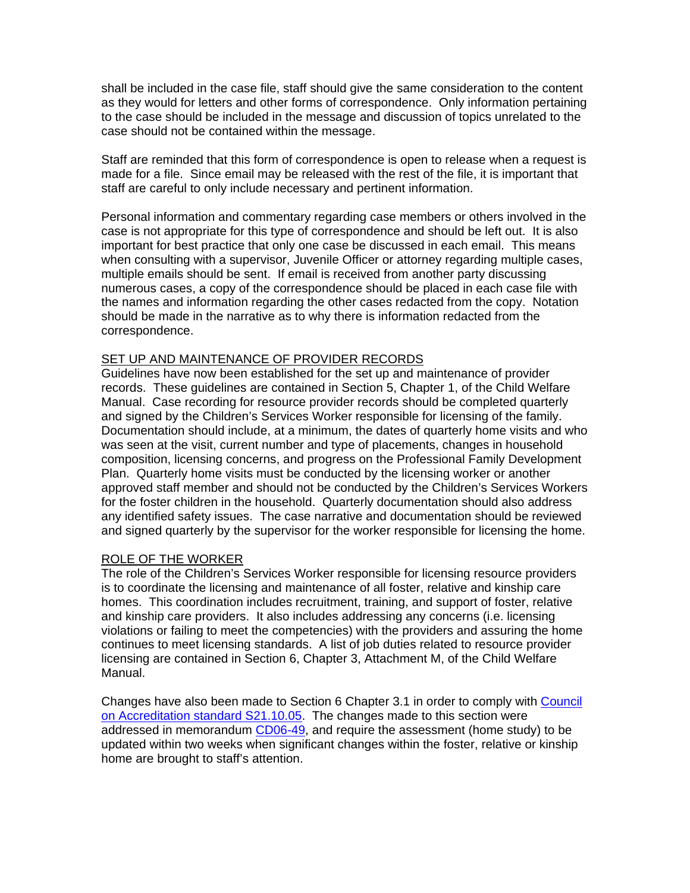shall be included in the case file, staff should give the same consideration to the content as they would for letters and other forms of correspondence. Only information pertaining to the case should be included in the message and discussion of topics unrelated to the case should not be contained within the message.

Staff are reminded that this form of correspondence is open to release when a request is made for a file. Since email may be released with the rest of the file, it is important that staff are careful to only include necessary and pertinent information.

Personal information and commentary regarding case members or others involved in the case is not appropriate for this type of correspondence and should be left out. It is also important for best practice that only one case be discussed in each email. This means when consulting with a supervisor, Juvenile Officer or attorney regarding multiple cases, multiple emails should be sent. If email is received from another party discussing numerous cases, a copy of the correspondence should be placed in each case file with the names and information regarding the other cases redacted from the copy. Notation should be made in the narrative as to why there is information redacted from the correspondence.

<u>SET UP AND MAINTENANCE OF PROVIDER RECORDS</u>

Guidelines have now been established for the set up and maintenance of provider records. These guidelines are contained in Section 5, Chapter 1, of the Child Welfare Manual. Case recording for resource provider records should be completed quarterly and signed by the Children's Services Worker responsible for licensing of the family. Documentation should include, at a minimum, the dates of quarterly home visits and who was seen at the visit, current number and type of placements, changes in household composition, licensing concerns, and progress on the Professional Family Development Plan. Quarterly home visits must be conducted by the licensing worker or another approved staff member and should not be conducted by the Children's Services Workers for the foster children in the household. Quarterly documentation should also address any identified safety issues. The case narrative and documentation should be reviewed and signed quarterly by the supervisor for the worker responsible for licensing the home.

<u>ROLE OF THE WORKER</u>

The role of the Children's Services Worker responsible for licensing resource providers is to coordinate the licensing and maintenance of all foster, relative and kinship care homes. This coordination includes recruitment, training, and support of foster, relative and kinship care providers. It also includes addressing any concerns (i.e. licensing violations or failing to meet the competencies) with the providers and assuring the home continues to meet licensing standards. A list of job duties related to resource provider licensing are contained in Section 6, Chapter 3, Attachment M, of the Child Welfare Manual.

Changes have also been made to Section 6 Chapter 3.1 in order to comply with Council on Accreditation standard S21.10.05. The changes made to this section were addressed in memorandum CD06-49, and require the assessment (home study) to be updated within two weeks when significant changes within the foster, relative or kinship home are brought to staff's attention.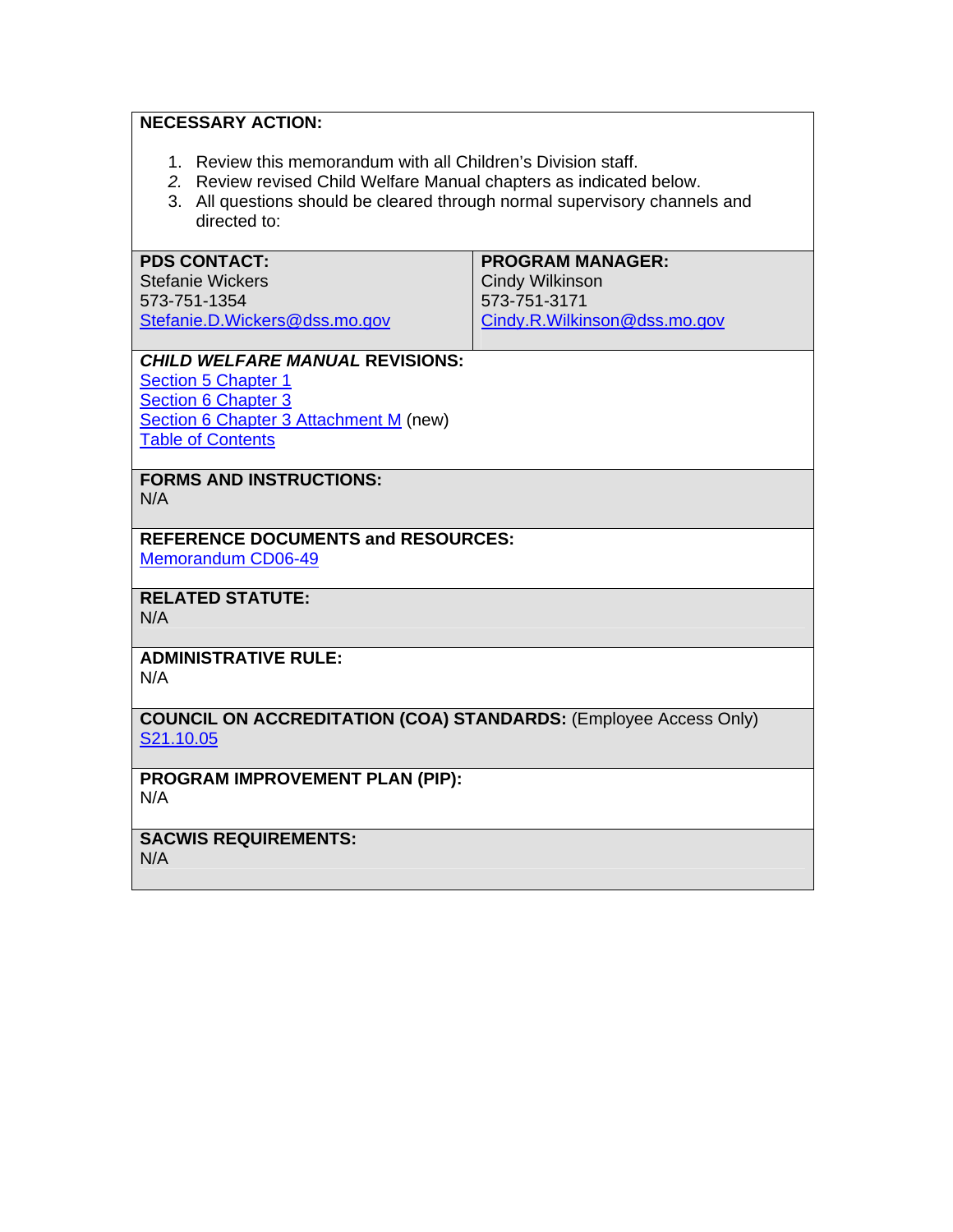**NECESSARY ACTION:**

1. Review this memorandum with all Children's Division staff.
2. *Review revised Child Welfare Manual chapters as indicated below.*
3. All questions should be cleared through normal supervisory channels and directed to:

| **PDS CONTACT:** | **PROGRAM MANAGER:** |
|---|---|
| Stefanie Wickers<br>573-751-1354<br>Stefanie.D.Wickers@dss.mo.gov | Cindy Wilkinson<br>573-751-3171<br>Cindy.R.Wilkinson@dss.mo.gov |

***CHILD WELFARE MANUAL* REVISIONS:**
Section 5 Chapter 1
Section 6 Chapter 3
Section 6 Chapter 3 Attachment M (new)
Table of Contents

**FORMS AND INSTRUCTIONS:**
N/A

**REFERENCE DOCUMENTS and RESOURCES:**
Memorandum CD06-49

**RELATED STATUTE:**
N/A

**ADMINISTRATIVE RULE:**
N/A

**COUNCIL ON ACCREDITATION (COA) STANDARDS:** (Employee Access Only)
S21.10.05

**PROGRAM IMPROVEMENT PLAN (PIP):**
N/A

**SACWIS REQUIREMENTS:**
N/A